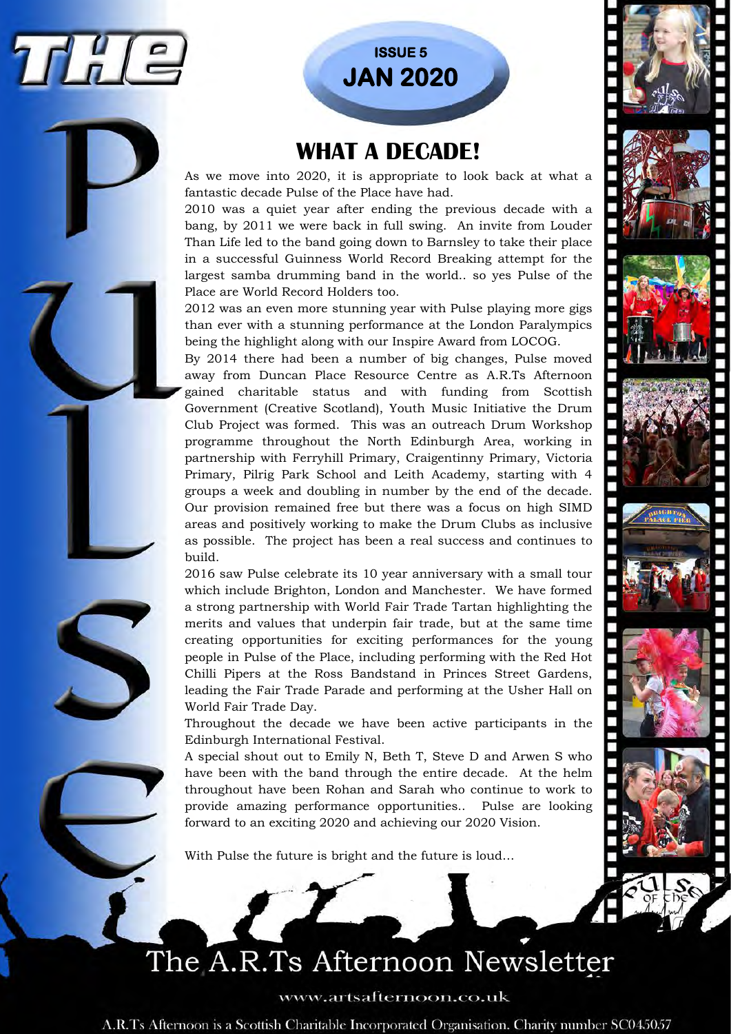# THE PULSE

**ISSUE 5**
**JAN 2020**

## WHAT A DECADE!

As we move into 2020, it is appropriate to look back at what a fantastic decade Pulse of the Place have had.

2010 was a quiet year after ending the previous decade with a bang, by 2011 we were back in full swing. An invite from Louder Than Life led to the band going down to Barnsley to take their place in a successful Guinness World Record Breaking attempt for the largest samba drumming band in the world.. so yes Pulse of the Place are World Record Holders too.

2012 was an even more stunning year with Pulse playing more gigs than ever with a stunning performance at the London Paralympics being the highlight along with our Inspire Award from LOCOG.

By 2014 there had been a number of big changes, Pulse moved away from Duncan Place Resource Centre as A.R.Ts Afternoon gained charitable status and with funding from Scottish Government (Creative Scotland), Youth Music Initiative the Drum Club Project was formed. This was an outreach Drum Workshop programme throughout the North Edinburgh Area, working in partnership with Ferryhill Primary, Craigentinny Primary, Victoria Primary, Pilrig Park School and Leith Academy, starting with 4 groups a week and doubling in number by the end of the decade. Our provision remained free but there was a focus on high SIMD areas and positively working to make the Drum Clubs as inclusive as possible. The project has been a real success and continues to build.

2016 saw Pulse celebrate its 10 year anniversary with a small tour which include Brighton, London and Manchester. We have formed a strong partnership with World Fair Trade Tartan highlighting the merits and values that underpin fair trade, but at the same time creating opportunities for exciting performances for the young people in Pulse of the Place, including performing with the Red Hot Chilli Pipers at the Ross Bandstand in Princes Street Gardens, leading the Fair Trade Parade and performing at the Usher Hall on World Fair Trade Day.

Throughout the decade we have been active participants in the Edinburgh International Festival.

A special shout out to Emily N, Beth T, Steve D and Arwen S who have been with the band through the entire decade. At the helm throughout have been Rohan and Sarah who continue to work to provide amazing performance opportunities.. Pulse are looking forward to an exciting 2020 and achieving our 2020 Vision.

With Pulse the future is bright and the future is loud…

## The A.R.Ts Afternoon Newsletter

www.artsafternoon.co.uk

A.R.Ts Afternoon is a Scottish Charitable Incorporated Organisation. Charity number SC045057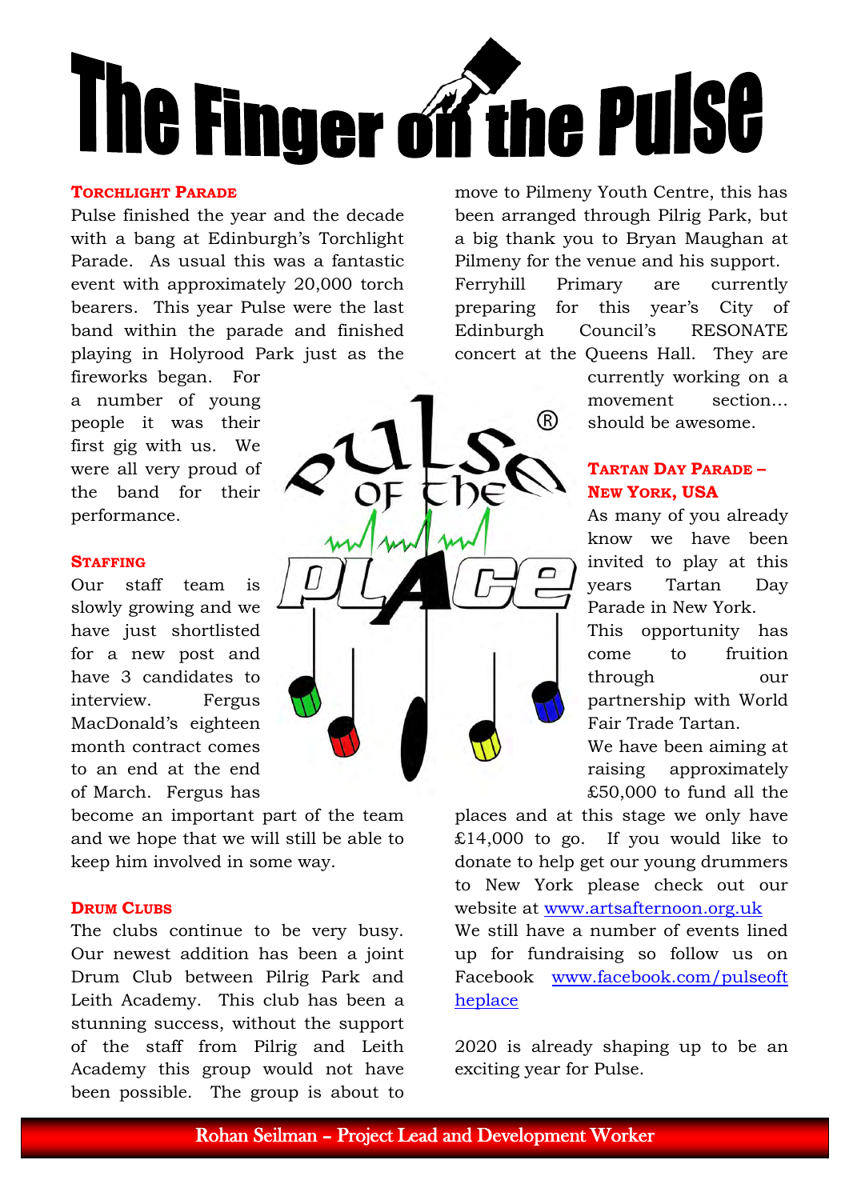# The Finger on the Pulse

### Torchlight Parade

Pulse finished the year and the decade with a bang at Edinburgh's Torchlight Parade. As usual this was a fantastic event with approximately 20,000 torch bearers. This year Pulse were the last band within the parade and finished playing in Holyrood Park just as the fireworks began. For a number of young people it was their first gig with us. We were all very proud of the band for their performance.

### Staffing

Our staff team is slowly growing and we have just shortlisted for a new post and have 3 candidates to interview. Fergus MacDonald's eighteen month contract comes to an end at the end of March. Fergus has become an important part of the team and we hope that we will still be able to keep him involved in some way.

### Drum Clubs

The clubs continue to be very busy. Our newest addition has been a joint Drum Club between Pilrig Park and Leith Academy. This club has been a stunning success, without the support of the staff from Pilrig and Leith Academy this group would not have been possible. The group is about to move to Pilmeny Youth Centre, this has been arranged through Pilrig Park, but a big thank you to Bryan Maughan at Pilmeny for the venue and his support.

Ferryhill Primary are currently preparing for this year's City of Edinburgh Council's RESONATE concert at the Queens Hall. They are currently working on a movement section… should be awesome.

### Tartan Day Parade – New York, USA

As many of you already know we have been invited to play at this years Tartan Day Parade in New York.

This opportunity has come to fruition through our partnership with World Fair Trade Tartan.

We have been aiming at raising approximately £50,000 to fund all the places and at this stage we only have £14,000 to go. If you would like to donate to help get our young drummers to New York please check out our website at www.artsafternoon.org.uk

We still have a number of events lined up for fundraising so follow us on Facebook www.facebook.com/pulseoftheplace

2020 is already shaping up to be an exciting year for Pulse.

**Rohan Seilman – Project Lead and Development Worker**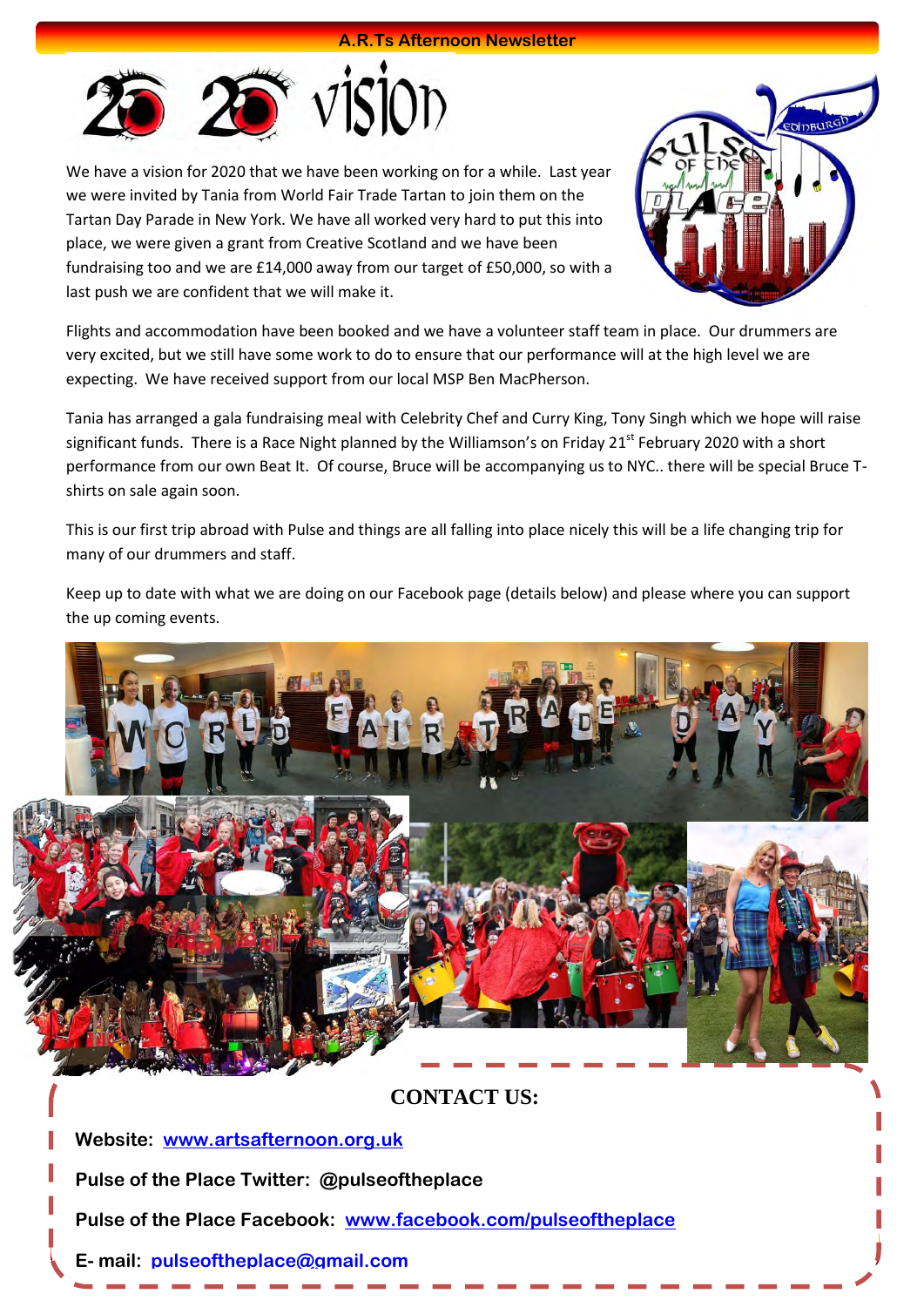## 2020 vision

We have a vision for 2020 that we have been working on for a while. Last year we were invited by Tania from World Fair Trade Tartan to join them on the Tartan Day Parade in New York. We have all worked very hard to put this into place, we were given a grant from Creative Scotland and we have been fundraising too and we are £14,000 away from our target of £50,000, so with a last push we are confident that we will make it.

Flights and accommodation have been booked and we have a volunteer staff team in place. Our drummers are very excited, but we still have some work to do to ensure that our performance will at the high level we are expecting. We have received support from our local MSP Ben MacPherson.

Tania has arranged a gala fundraising meal with Celebrity Chef and Curry King, Tony Singh which we hope will raise significant funds. There is a Race Night planned by the Williamson's on Friday 21st February 2020 with a short performance from our own Beat It. Of course, Bruce will be accompanying us to NYC.. there will be special Bruce T-shirts on sale again soon.

This is our first trip abroad with Pulse and things are all falling into place nicely this will be a life changing trip for many of our drummers and staff.

Keep up to date with what we are doing on our Facebook page (details below) and please where you can support the up coming events.

## CONTACT US:

**Website:** [www.artsafternoon.org.uk](http://www.artsafternoon.org.uk)

**Pulse of the Place Twitter: @pulseoftheplace**

**Pulse of the Place Facebook:** [www.facebook.com/pulseoftheplace](http://www.facebook.com/pulseoftheplace)

**E- mail:** pulseoftheplace@gmail.com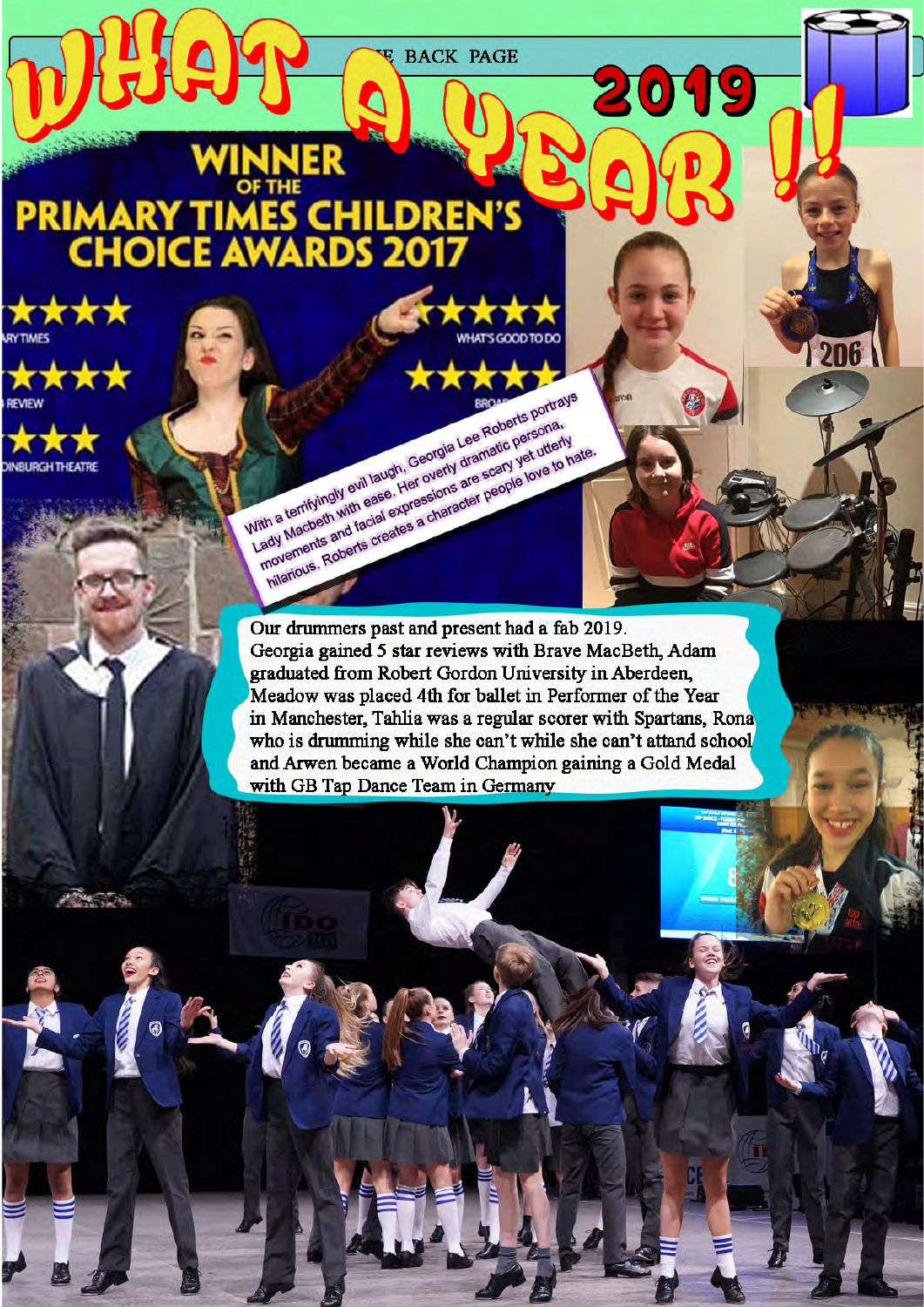# WHAT A YEAR 2019 !!

THE BACK PAGE

WINNER OF THE PRIMARY TIMES CHILDREN'S CHOICE AWARDS 2017

With a terrifyingly evil laugh, Georgia Lee Roberts portrays Lady Macbeth with ease. Her overly dramatic persona, movements and facial expressions are scary yet utterly hilarious. Roberts creates a character people love to hate.

Our drummers past and present had a fab 2019. Georgia gained 5 star reviews with Brave MacBeth, Adam graduated from Robert Gordon University in Aberdeen, Meadow was placed 4th for ballet in Performer of the Year in Manchester, Tahlia was a regular scorer with Spartans, Rona who is drumming while she can't while she can't attand school and Arwen became a World Champion gaining a Gold Medal with GB Tap Dance Team in Germany